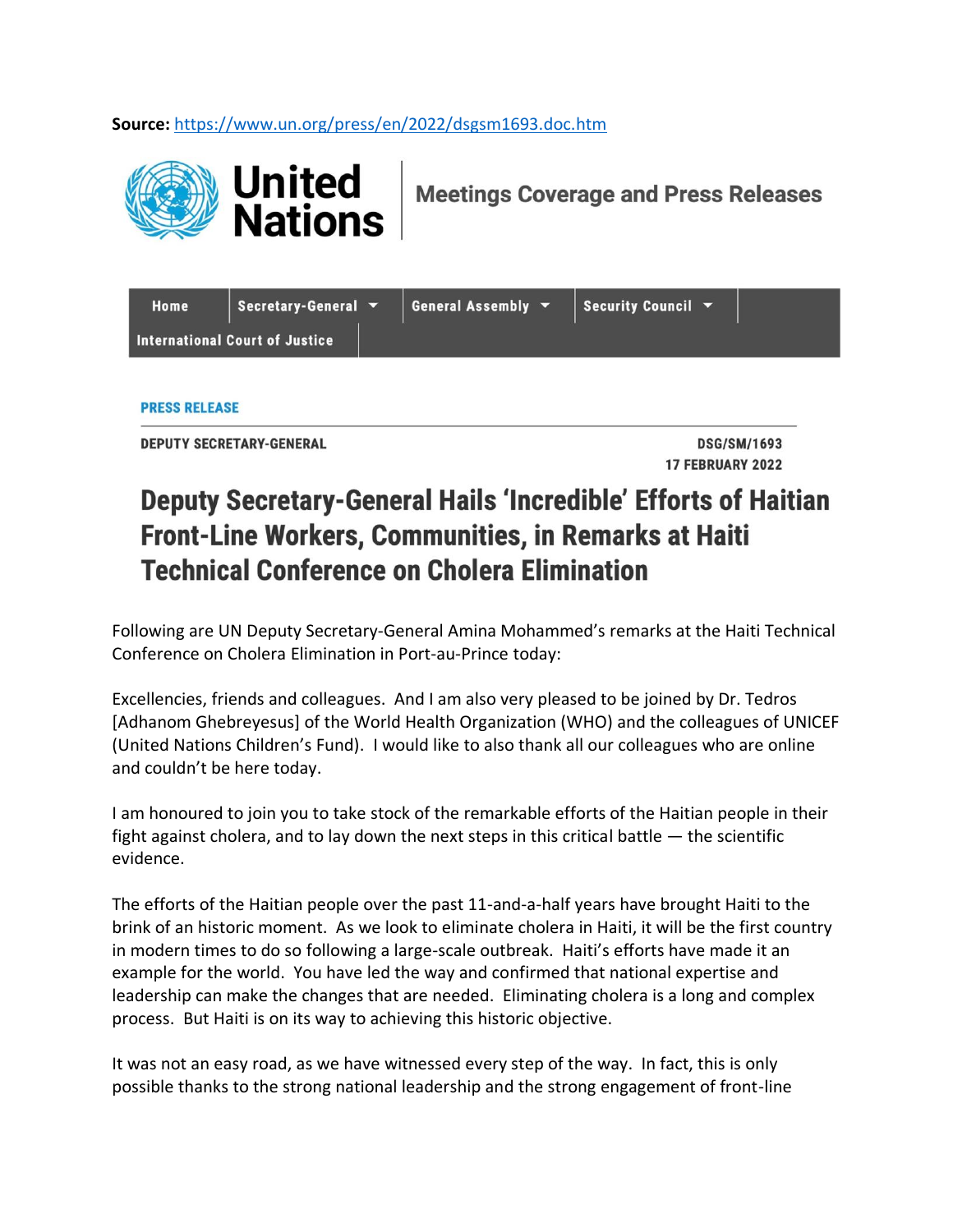**Source:** https://www.un.org/press/en/2022/dsgsm1693.doc.htm

United Nations | Meetings Coverage and Press Releases

Home | Secretary-General | General Assembly | Security Council | International Court of Justice

PRESS RELEASE

DEPUTY SECRETARY-GENERAL

DSG/SM/1693
17 FEBRUARY 2022

# Deputy Secretary-General Hails 'Incredible' Efforts of Haitian Front-Line Workers, Communities, in Remarks at Haiti Technical Conference on Cholera Elimination

Following are UN Deputy Secretary-General Amina Mohammed's remarks at the Haiti Technical Conference on Cholera Elimination in Port-au-Prince today:

Excellencies, friends and colleagues. And I am also very pleased to be joined by Dr. Tedros [Adhanom Ghebreyesus] of the World Health Organization (WHO) and the colleagues of UNICEF (United Nations Children's Fund). I would like to also thank all our colleagues who are online and couldn't be here today.

I am honoured to join you to take stock of the remarkable efforts of the Haitian people in their fight against cholera, and to lay down the next steps in this critical battle — the scientific evidence.

The efforts of the Haitian people over the past 11-and-a-half years have brought Haiti to the brink of an historic moment. As we look to eliminate cholera in Haiti, it will be the first country in modern times to do so following a large-scale outbreak. Haiti's efforts have made it an example for the world. You have led the way and confirmed that national expertise and leadership can make the changes that are needed. Eliminating cholera is a long and complex process. But Haiti is on its way to achieving this historic objective.

It was not an easy road, as we have witnessed every step of the way. In fact, this is only possible thanks to the strong national leadership and the strong engagement of front-line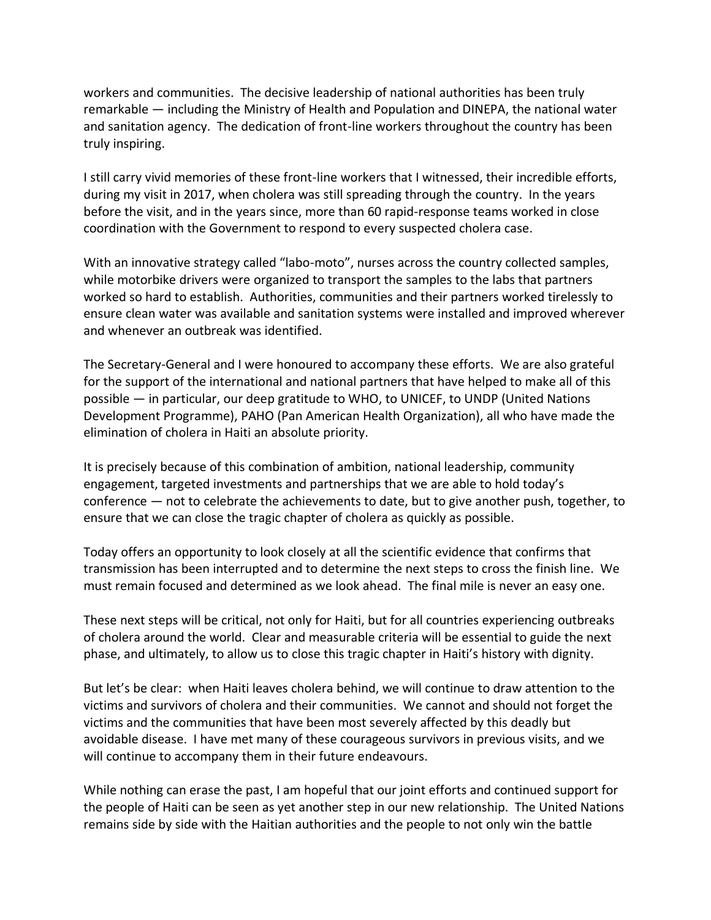workers and communities. The decisive leadership of national authorities has been truly remarkable — including the Ministry of Health and Population and DINEPA, the national water and sanitation agency. The dedication of front-line workers throughout the country has been truly inspiring.

I still carry vivid memories of these front-line workers that I witnessed, their incredible efforts, during my visit in 2017, when cholera was still spreading through the country. In the years before the visit, and in the years since, more than 60 rapid-response teams worked in close coordination with the Government to respond to every suspected cholera case.

With an innovative strategy called "labo-moto", nurses across the country collected samples, while motorbike drivers were organized to transport the samples to the labs that partners worked so hard to establish. Authorities, communities and their partners worked tirelessly to ensure clean water was available and sanitation systems were installed and improved wherever and whenever an outbreak was identified.

The Secretary-General and I were honoured to accompany these efforts. We are also grateful for the support of the international and national partners that have helped to make all of this possible — in particular, our deep gratitude to WHO, to UNICEF, to UNDP (United Nations Development Programme), PAHO (Pan American Health Organization), all who have made the elimination of cholera in Haiti an absolute priority.

It is precisely because of this combination of ambition, national leadership, community engagement, targeted investments and partnerships that we are able to hold today's conference — not to celebrate the achievements to date, but to give another push, together, to ensure that we can close the tragic chapter of cholera as quickly as possible.

Today offers an opportunity to look closely at all the scientific evidence that confirms that transmission has been interrupted and to determine the next steps to cross the finish line. We must remain focused and determined as we look ahead. The final mile is never an easy one.

These next steps will be critical, not only for Haiti, but for all countries experiencing outbreaks of cholera around the world. Clear and measurable criteria will be essential to guide the next phase, and ultimately, to allow us to close this tragic chapter in Haiti's history with dignity.

But let's be clear: when Haiti leaves cholera behind, we will continue to draw attention to the victims and survivors of cholera and their communities. We cannot and should not forget the victims and the communities that have been most severely affected by this deadly but avoidable disease. I have met many of these courageous survivors in previous visits, and we will continue to accompany them in their future endeavours.

While nothing can erase the past, I am hopeful that our joint efforts and continued support for the people of Haiti can be seen as yet another step in our new relationship. The United Nations remains side by side with the Haitian authorities and the people to not only win the battle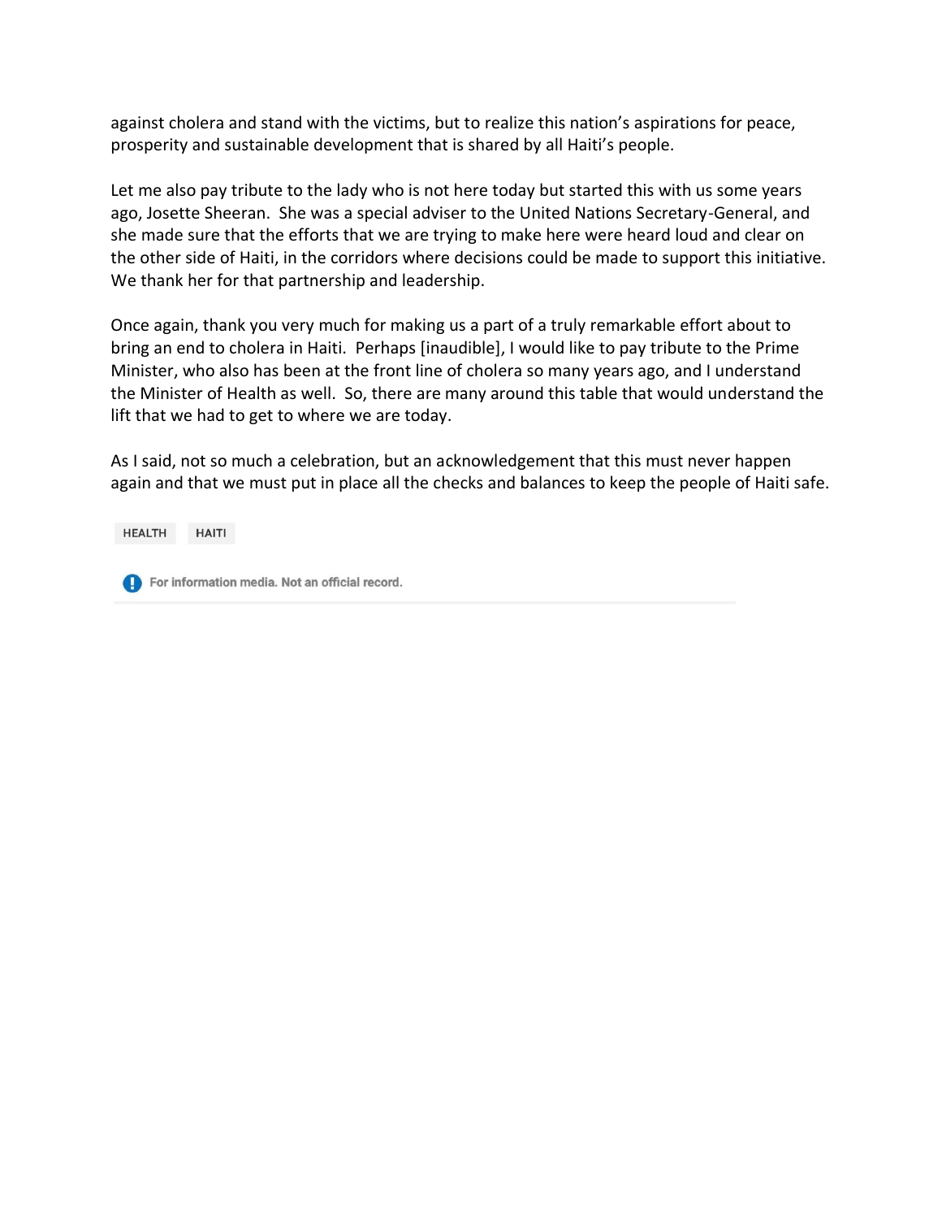against cholera and stand with the victims, but to realize this nation's aspirations for peace, prosperity and sustainable development that is shared by all Haiti's people.

Let me also pay tribute to the lady who is not here today but started this with us some years ago, Josette Sheeran. She was a special adviser to the United Nations Secretary-General, and she made sure that the efforts that we are trying to make here were heard loud and clear on the other side of Haiti, in the corridors where decisions could be made to support this initiative. We thank her for that partnership and leadership.

Once again, thank you very much for making us a part of a truly remarkable effort about to bring an end to cholera in Haiti. Perhaps [inaudible], I would like to pay tribute to the Prime Minister, who also has been at the front line of cholera so many years ago, and I understand the Minister of Health as well. So, there are many around this table that would understand the lift that we had to get to where we are today.

As I said, not so much a celebration, but an acknowledgement that this must never happen again and that we must put in place all the checks and balances to keep the people of Haiti safe.

HEALTH HAITI

For information media. Not an official record.